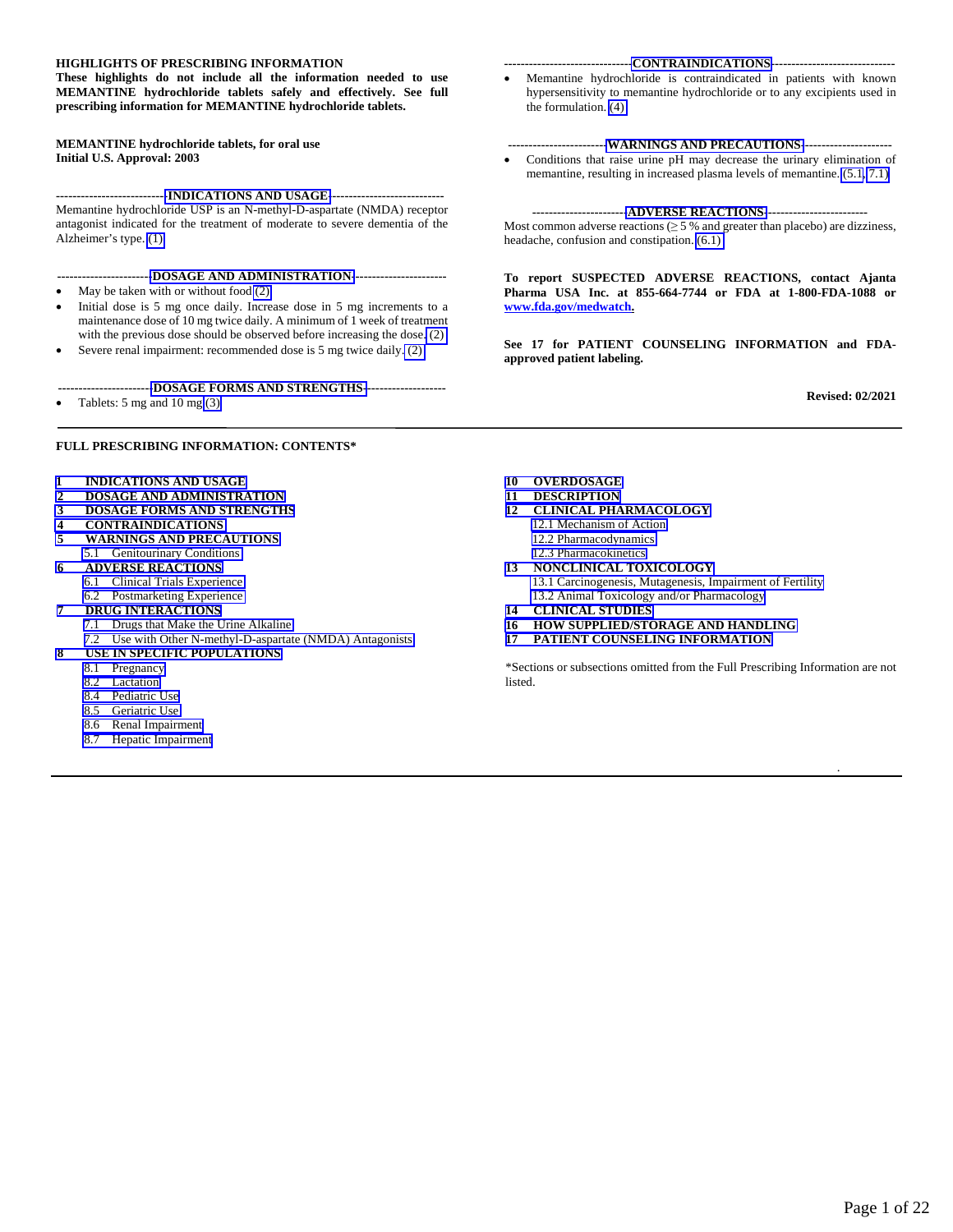**HIGHLIGHTS OF PRESCRIBING INFORMATION**
**These highlights do not include all the information needed to use MEMANTINE hydrochloride tablets safely and effectively. See full prescribing information for MEMANTINE hydrochloride tablets.**

**MEMANTINE hydrochloride tablets, for oral use**
**Initial U.S. Approval: 2003**

**---INDICATIONS AND USAGE---**

Memantine hydrochloride USP is an N-methyl-D-aspartate (NMDA) receptor antagonist indicated for the treatment of moderate to severe dementia of the Alzheimer's type. (1)

**---DOSAGE AND ADMINISTRATION---**

- May be taken with or without food (2)
- Initial dose is 5 mg once daily. Increase dose in 5 mg increments to a maintenance dose of 10 mg twice daily. A minimum of 1 week of treatment with the previous dose should be observed before increasing the dose. (2)
- Severe renal impairment: recommended dose is 5 mg twice daily. (2)

**---DOSAGE FORMS AND STRENGTHS---**

- Tablets: 5 mg and 10 mg (3)

**---CONTRAINDICATIONS---**

- Memantine hydrochloride is contraindicated in patients with known hypersensitivity to memantine hydrochloride or to any excipients used in the formulation. (4)

**---WARNINGS AND PRECAUTIONS---**

- Conditions that raise urine pH may decrease the urinary elimination of memantine, resulting in increased plasma levels of memantine. (5.1, 7.1)

**---ADVERSE REACTIONS---**

Most common adverse reactions (≥ 5 % and greater than placebo) are dizziness, headache, confusion and constipation. (6.1)

**To report SUSPECTED ADVERSE REACTIONS, contact Ajanta Pharma USA Inc. at 855-664-7744 or FDA at 1-800-FDA-1088 or www.fda.gov/medwatch.**

**See 17 for PATIENT COUNSELING INFORMATION and FDA-approved patient labeling.**

**Revised: 02/2021**

---

**FULL PRESCRIBING INFORMATION: CONTENTS***

**1 INDICATIONS AND USAGE**
**2 DOSAGE AND ADMINISTRATION**
**3 DOSAGE FORMS AND STRENGTHS**
**4 CONTRAINDICATIONS**
**5 WARNINGS AND PRECAUTIONS**
- 5.1 Genitourinary Conditions

**6 ADVERSE REACTIONS**
- 6.1 Clinical Trials Experience
- 6.2 Postmarketing Experience

**7 DRUG INTERACTIONS**
- 7.1 Drugs that Make the Urine Alkaline
- 7.2 Use with Other N-methyl-D-aspartate (NMDA) Antagonists

**8 USE IN SPECIFIC POPULATIONS**
- 8.1 Pregnancy
- 8.2 Lactation
- 8.4 Pediatric Use
- 8.5 Geriatric Use
- 8.6 Renal Impairment
- 8.7 Hepatic Impairment

**10 OVERDOSAGE**
**11 DESCRIPTION**
**12 CLINICAL PHARMACOLOGY**
- 12.1 Mechanism of Action
- 12.2 Pharmacodynamics
- 12.3 Pharmacokinetics

**13 NONCLINICAL TOXICOLOGY**
- 13.1 Carcinogenesis, Mutagenesis, Impairment of Fertility
- 13.2 Animal Toxicology and/or Pharmacology

**14 CLINICAL STUDIES**
**16 HOW SUPPLIED/STORAGE AND HANDLING**
**17 PATIENT COUNSELING INFORMATION**

*Sections or subsections omitted from the Full Prescribing Information are not listed.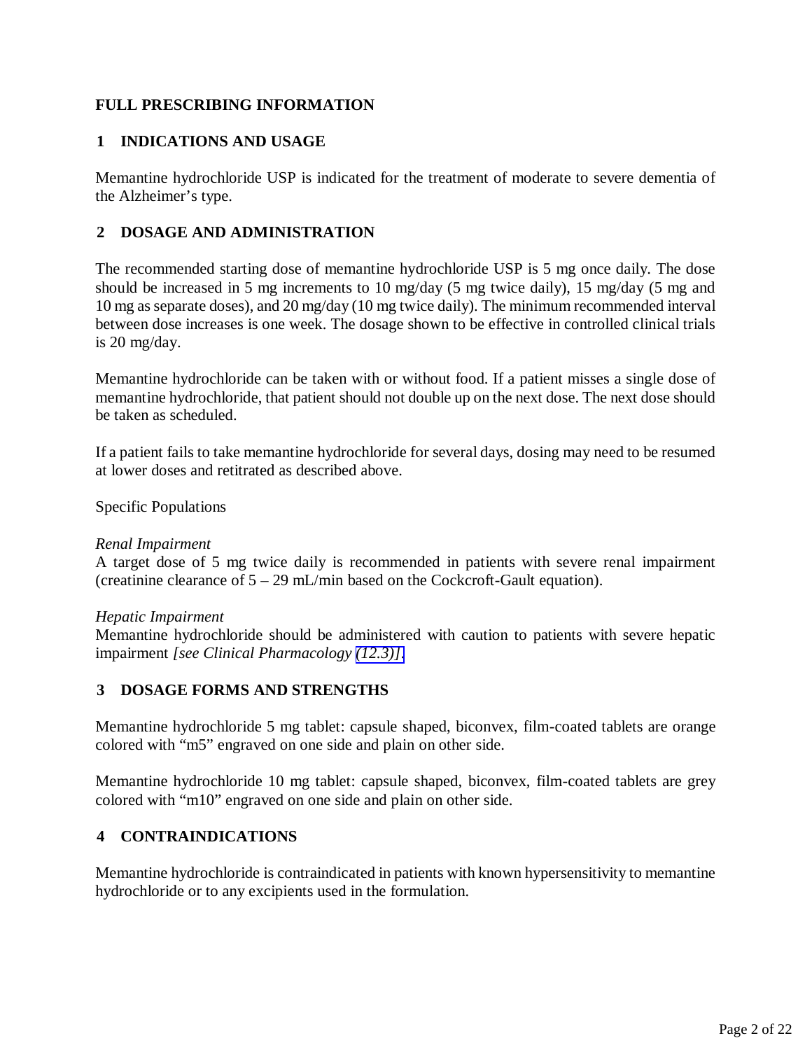# FULL PRESCRIBING INFORMATION

## 1 INDICATIONS AND USAGE

Memantine hydrochloride USP is indicated for the treatment of moderate to severe dementia of the Alzheimer's type.

## 2 DOSAGE AND ADMINISTRATION

The recommended starting dose of memantine hydrochloride USP is 5 mg once daily. The dose should be increased in 5 mg increments to 10 mg/day (5 mg twice daily), 15 mg/day (5 mg and 10 mg as separate doses), and 20 mg/day (10 mg twice daily). The minimum recommended interval between dose increases is one week. The dosage shown to be effective in controlled clinical trials is 20 mg/day.

Memantine hydrochloride can be taken with or without food. If a patient misses a single dose of memantine hydrochloride, that patient should not double up on the next dose. The next dose should be taken as scheduled.

If a patient fails to take memantine hydrochloride for several days, dosing may need to be resumed at lower doses and retitrated as described above.

Specific Populations

*Renal Impairment*
A target dose of 5 mg twice daily is recommended in patients with severe renal impairment (creatinine clearance of 5 – 29 mL/min based on the Cockcroft-Gault equation).

*Hepatic Impairment*
Memantine hydrochloride should be administered with caution to patients with severe hepatic impairment *[see Clinical Pharmacology (12.3)]*.

## 3 DOSAGE FORMS AND STRENGTHS

Memantine hydrochloride 5 mg tablet: capsule shaped, biconvex, film-coated tablets are orange colored with "m5" engraved on one side and plain on other side.

Memantine hydrochloride 10 mg tablet: capsule shaped, biconvex, film-coated tablets are grey colored with "m10" engraved on one side and plain on other side.

## 4 CONTRAINDICATIONS

Memantine hydrochloride is contraindicated in patients with known hypersensitivity to memantine hydrochloride or to any excipients used in the formulation.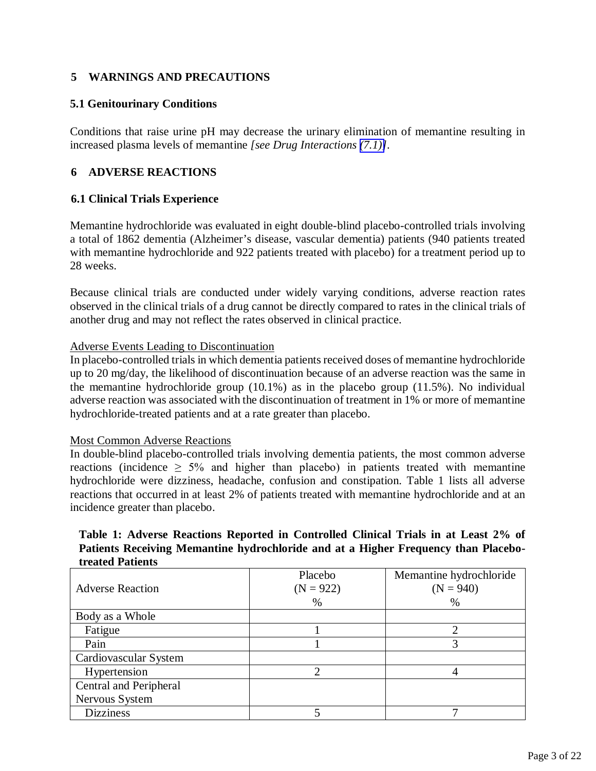## 5 WARNINGS AND PRECAUTIONS

### 5.1 Genitourinary Conditions

Conditions that raise urine pH may decrease the urinary elimination of memantine resulting in increased plasma levels of memantine *[see Drug Interactions (7.1)]*.

## 6 ADVERSE REACTIONS

### 6.1 Clinical Trials Experience

Memantine hydrochloride was evaluated in eight double-blind placebo-controlled trials involving a total of 1862 dementia (Alzheimer's disease, vascular dementia) patients (940 patients treated with memantine hydrochloride and 922 patients treated with placebo) for a treatment period up to 28 weeks.

Because clinical trials are conducted under widely varying conditions, adverse reaction rates observed in the clinical trials of a drug cannot be directly compared to rates in the clinical trials of another drug and may not reflect the rates observed in clinical practice.

Adverse Events Leading to Discontinuation

In placebo-controlled trials in which dementia patients received doses of memantine hydrochloride up to 20 mg/day, the likelihood of discontinuation because of an adverse reaction was the same in the memantine hydrochloride group (10.1%) as in the placebo group (11.5%). No individual adverse reaction was associated with the discontinuation of treatment in 1% or more of memantine hydrochloride-treated patients and at a rate greater than placebo.

Most Common Adverse Reactions

In double-blind placebo-controlled trials involving dementia patients, the most common adverse reactions (incidence $\geq$ 5% and higher than placebo) in patients treated with memantine hydrochloride were dizziness, headache, confusion and constipation. Table 1 lists all adverse reactions that occurred in at least 2% of patients treated with memantine hydrochloride and at an incidence greater than placebo.

**Table 1: Adverse Reactions Reported in Controlled Clinical Trials in at Least 2% of Patients Receiving Memantine hydrochloride and at a Higher Frequency than Placebo-treated Patients**

| Adverse Reaction | Placebo (N = 922) % | Memantine hydrochloride (N = 940) % |
|---|---|---|
| Body as a Whole | | |
| Fatigue | 1 | 2 |
| Pain | 1 | 3 |
| Cardiovascular System | | |
| Hypertension | 2 | 4 |
| Central and Peripheral Nervous System | | |
| Dizziness | 5 | 7 |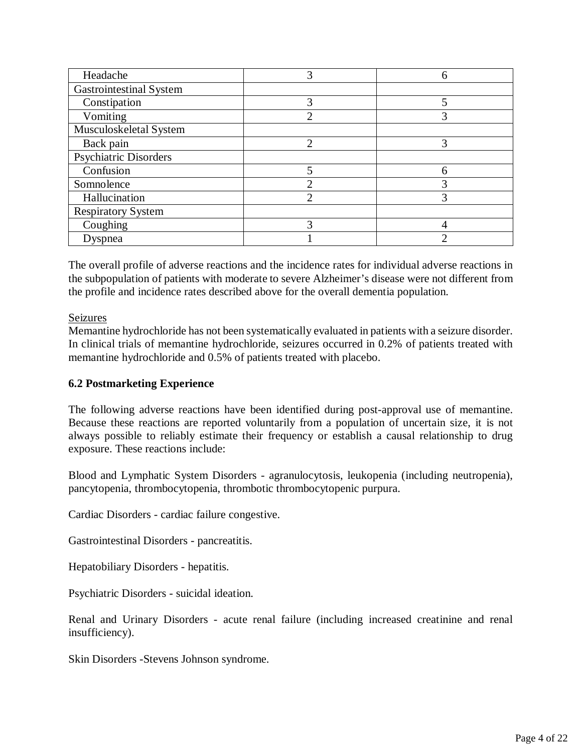| Headache | 3 | 6 |
| --- | --- | --- |
| Gastrointestinal System | | |
| Constipation | 3 | 5 |
| Vomiting | 2 | 3 |
| Musculoskeletal System | | |
| Back pain | 2 | 3 |
| Psychiatric Disorders | | |
| Confusion | 5 | 6 |
| Somnolence | 2 | 3 |
| Hallucination | 2 | 3 |
| Respiratory System | | |
| Coughing | 3 | 4 |
| Dyspnea | 1 | 2 |

The overall profile of adverse reactions and the incidence rates for individual adverse reactions in the subpopulation of patients with moderate to severe Alzheimer's disease were not different from the profile and incidence rates described above for the overall dementia population.

Seizures

Memantine hydrochloride has not been systematically evaluated in patients with a seizure disorder. In clinical trials of memantine hydrochloride, seizures occurred in 0.2% of patients treated with memantine hydrochloride and 0.5% of patients treated with placebo.

**6.2 Postmarketing Experience**

The following adverse reactions have been identified during post-approval use of memantine. Because these reactions are reported voluntarily from a population of uncertain size, it is not always possible to reliably estimate their frequency or establish a causal relationship to drug exposure. These reactions include:

Blood and Lymphatic System Disorders - agranulocytosis, leukopenia (including neutropenia), pancytopenia, thrombocytopenia, thrombotic thrombocytopenic purpura.

Cardiac Disorders - cardiac failure congestive.

Gastrointestinal Disorders - pancreatitis.

Hepatobiliary Disorders - hepatitis.

Psychiatric Disorders - suicidal ideation.

Renal and Urinary Disorders - acute renal failure (including increased creatinine and renal insufficiency).

Skin Disorders -Stevens Johnson syndrome.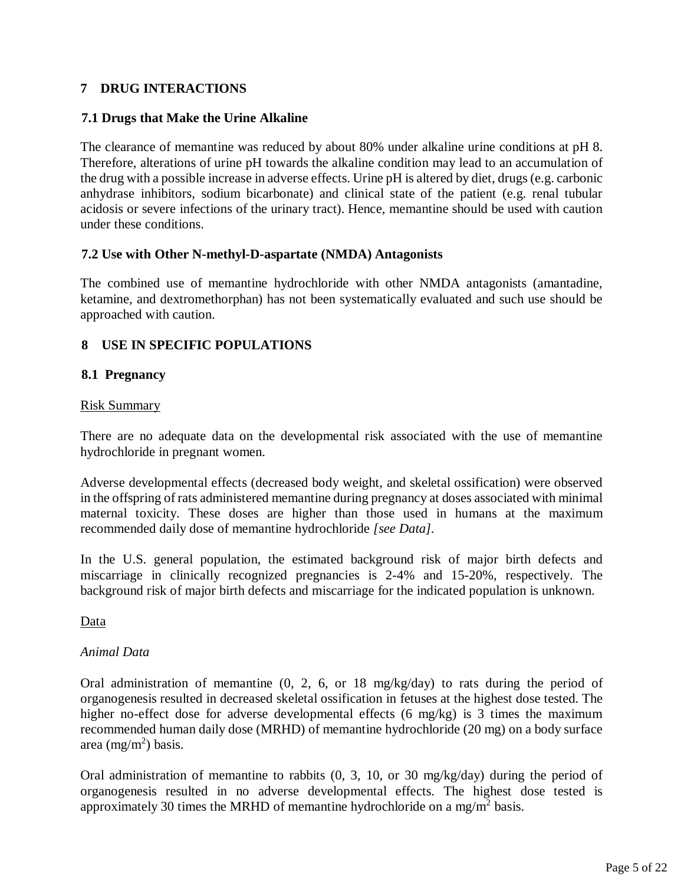## 7 DRUG INTERACTIONS

### 7.1 Drugs that Make the Urine Alkaline

The clearance of memantine was reduced by about 80% under alkaline urine conditions at pH 8. Therefore, alterations of urine pH towards the alkaline condition may lead to an accumulation of the drug with a possible increase in adverse effects. Urine pH is altered by diet, drugs (e.g. carbonic anhydrase inhibitors, sodium bicarbonate) and clinical state of the patient (e.g. renal tubular acidosis or severe infections of the urinary tract). Hence, memantine should be used with caution under these conditions.

### 7.2 Use with Other N-methyl-D-aspartate (NMDA) Antagonists

The combined use of memantine hydrochloride with other NMDA antagonists (amantadine, ketamine, and dextromethorphan) has not been systematically evaluated and such use should be approached with caution.

## 8 USE IN SPECIFIC POPULATIONS

### 8.1 Pregnancy

Risk Summary

There are no adequate data on the developmental risk associated with the use of memantine hydrochloride in pregnant women.

Adverse developmental effects (decreased body weight, and skeletal ossification) were observed in the offspring of rats administered memantine during pregnancy at doses associated with minimal maternal toxicity. These doses are higher than those used in humans at the maximum recommended daily dose of memantine hydrochloride *[see Data]*.

In the U.S. general population, the estimated background risk of major birth defects and miscarriage in clinically recognized pregnancies is 2-4% and 15-20%, respectively. The background risk of major birth defects and miscarriage for the indicated population is unknown.

Data

*Animal Data*

Oral administration of memantine (0, 2, 6, or 18 mg/kg/day) to rats during the period of organogenesis resulted in decreased skeletal ossification in fetuses at the highest dose tested. The higher no-effect dose for adverse developmental effects (6 mg/kg) is 3 times the maximum recommended human daily dose (MRHD) of memantine hydrochloride (20 mg) on a body surface area ($mg/m^2$) basis.

Oral administration of memantine to rabbits (0, 3, 10, or 30 mg/kg/day) during the period of organogenesis resulted in no adverse developmental effects. The highest dose tested is approximately 30 times the MRHD of memantine hydrochloride on a $mg/m^2$ basis.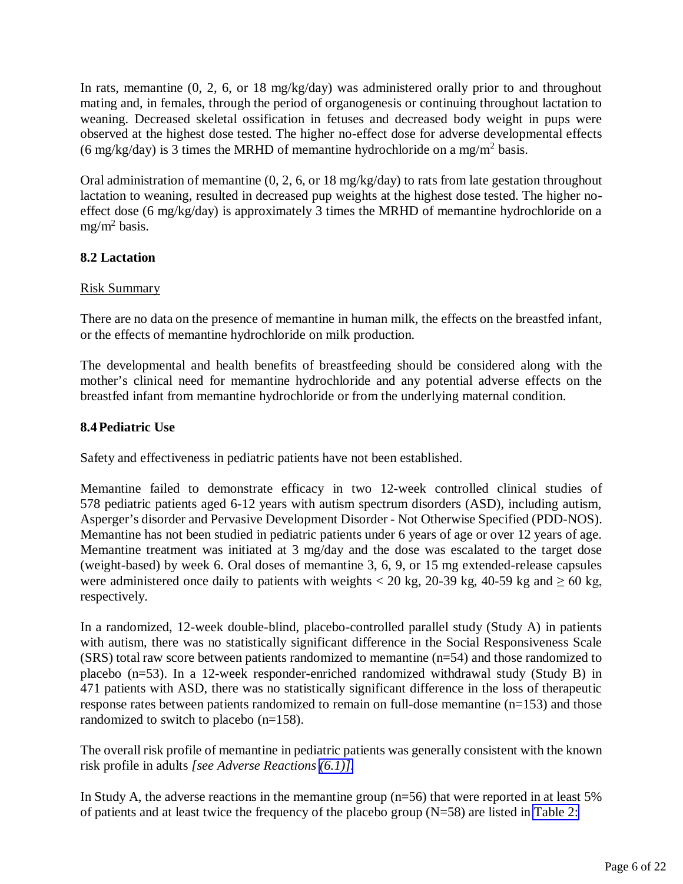In rats, memantine (0, 2, 6, or 18 mg/kg/day) was administered orally prior to and throughout mating and, in females, through the period of organogenesis or continuing throughout lactation to weaning. Decreased skeletal ossification in fetuses and decreased body weight in pups were observed at the highest dose tested. The higher no-effect dose for adverse developmental effects (6 mg/kg/day) is 3 times the MRHD of memantine hydrochloride on a $mg/m^2$ basis.

Oral administration of memantine (0, 2, 6, or 18 mg/kg/day) to rats from late gestation throughout lactation to weaning, resulted in decreased pup weights at the highest dose tested. The higher no-effect dose (6 mg/kg/day) is approximately 3 times the MRHD of memantine hydrochloride on a $mg/m^2$ basis.

### 8.2 Lactation

Risk Summary

There are no data on the presence of memantine in human milk, the effects on the breastfed infant, or the effects of memantine hydrochloride on milk production.

The developmental and health benefits of breastfeeding should be considered along with the mother's clinical need for memantine hydrochloride and any potential adverse effects on the breastfed infant from memantine hydrochloride or from the underlying maternal condition.

### 8.4 Pediatric Use

Safety and effectiveness in pediatric patients have not been established.

Memantine failed to demonstrate efficacy in two 12-week controlled clinical studies of 578 pediatric patients aged 6-12 years with autism spectrum disorders (ASD), including autism, Asperger's disorder and Pervasive Development Disorder - Not Otherwise Specified (PDD-NOS). Memantine has not been studied in pediatric patients under 6 years of age or over 12 years of age. Memantine treatment was initiated at 3 mg/day and the dose was escalated to the target dose (weight-based) by week 6. Oral doses of memantine 3, 6, 9, or 15 mg extended-release capsules were administered once daily to patients with weights < 20 kg, 20-39 kg, 40-59 kg and ≥ 60 kg, respectively.

In a randomized, 12-week double-blind, placebo-controlled parallel study (Study A) in patients with autism, there was no statistically significant difference in the Social Responsiveness Scale (SRS) total raw score between patients randomized to memantine (n=54) and those randomized to placebo (n=53). In a 12-week responder-enriched randomized withdrawal study (Study B) in 471 patients with ASD, there was no statistically significant difference in the loss of therapeutic response rates between patients randomized to remain on full-dose memantine (n=153) and those randomized to switch to placebo (n=158).

The overall risk profile of memantine in pediatric patients was generally consistent with the known risk profile in adults *[see Adverse Reactions (6.1)]*.

In Study A, the adverse reactions in the memantine group (n=56) that were reported in at least 5% of patients and at least twice the frequency of the placebo group (N=58) are listed in Table 2: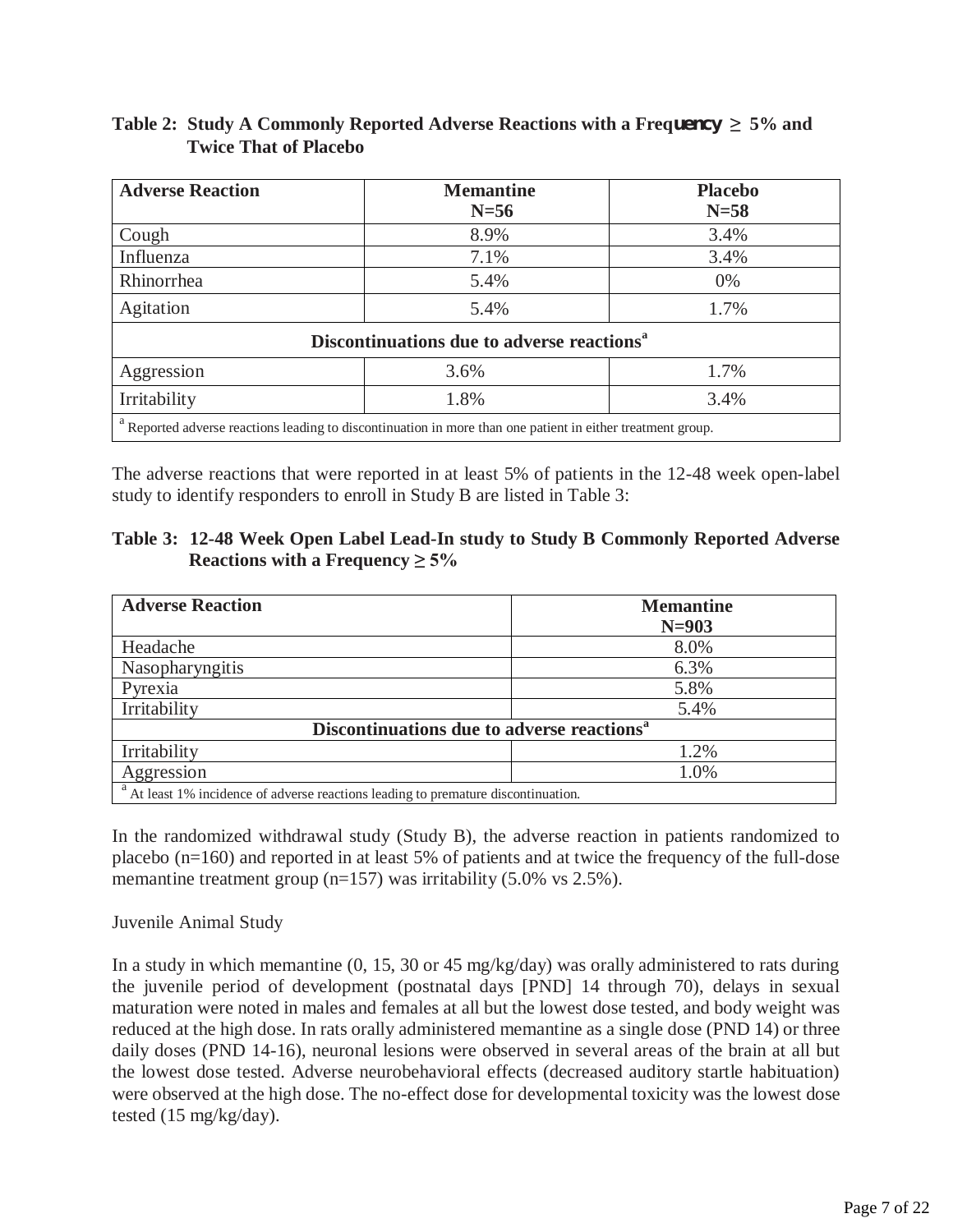**Table 2: Study A Commonly Reported Adverse Reactions with a Frequency ≥ 5% and Twice That of Placebo**

| Adverse Reaction | Memantine N=56 | Placebo N=58 |
|---|---|---|
| Cough | 8.9% | 3.4% |
| Influenza | 7.1% | 3.4% |
| Rhinorrhea | 5.4% | 0% |
| Agitation | 5.4% | 1.7% |
| **Discontinuations due to adverse reactions[a]** | | |
| Aggression | 3.6% | 1.7% |
| Irritability | 1.8% | 3.4% |

[a] Reported adverse reactions leading to discontinuation in more than one patient in either treatment group.

The adverse reactions that were reported in at least 5% of patients in the 12-48 week open-label study to identify responders to enroll in Study B are listed in Table 3:

**Table 3: 12-48 Week Open Label Lead-In study to Study B Commonly Reported Adverse Reactions with a Frequency ≥ 5%**

| Adverse Reaction | Memantine N=903 |
|---|---|
| Headache | 8.0% |
| Nasopharyngitis | 6.3% |
| Pyrexia | 5.8% |
| Irritability | 5.4% |
| **Discontinuations due to adverse reactions[a]** | |
| Irritability | 1.2% |
| Aggression | 1.0% |

[a] At least 1% incidence of adverse reactions leading to premature discontinuation.

In the randomized withdrawal study (Study B), the adverse reaction in patients randomized to placebo (n=160) and reported in at least 5% of patients and at twice the frequency of the full-dose memantine treatment group (n=157) was irritability (5.0% vs 2.5%).

Juvenile Animal Study

In a study in which memantine (0, 15, 30 or 45 mg/kg/day) was orally administered to rats during the juvenile period of development (postnatal days [PND] 14 through 70), delays in sexual maturation were noted in males and females at all but the lowest dose tested, and body weight was reduced at the high dose. In rats orally administered memantine as a single dose (PND 14) or three daily doses (PND 14-16), neuronal lesions were observed in several areas of the brain at all but the lowest dose tested. Adverse neurobehavioral effects (decreased auditory startle habituation) were observed at the high dose. The no-effect dose for developmental toxicity was the lowest dose tested (15 mg/kg/day).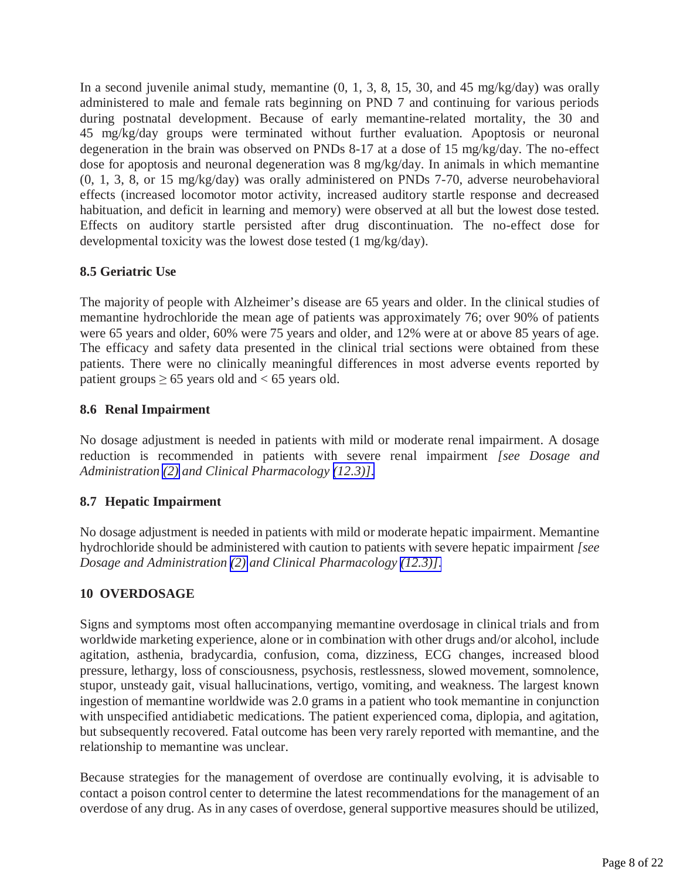In a second juvenile animal study, memantine (0, 1, 3, 8, 15, 30, and 45 mg/kg/day) was orally administered to male and female rats beginning on PND 7 and continuing for various periods during postnatal development. Because of early memantine-related mortality, the 30 and 45 mg/kg/day groups were terminated without further evaluation. Apoptosis or neuronal degeneration in the brain was observed on PNDs 8-17 at a dose of 15 mg/kg/day. The no-effect dose for apoptosis and neuronal degeneration was 8 mg/kg/day. In animals in which memantine (0, 1, 3, 8, or 15 mg/kg/day) was orally administered on PNDs 7-70, adverse neurobehavioral effects (increased locomotor motor activity, increased auditory startle response and decreased habituation, and deficit in learning and memory) were observed at all but the lowest dose tested. Effects on auditory startle persisted after drug discontinuation. The no-effect dose for developmental toxicity was the lowest dose tested (1 mg/kg/day).

### 8.5 Geriatric Use

The majority of people with Alzheimer's disease are 65 years and older. In the clinical studies of memantine hydrochloride the mean age of patients was approximately 76; over 90% of patients were 65 years and older, 60% were 75 years and older, and 12% were at or above 85 years of age. The efficacy and safety data presented in the clinical trial sections were obtained from these patients. There were no clinically meaningful differences in most adverse events reported by patient groups ≥ 65 years old and < 65 years old.

### 8.6 Renal Impairment

No dosage adjustment is needed in patients with mild or moderate renal impairment. A dosage reduction is recommended in patients with severe renal impairment *[see Dosage and Administration (2) and Clinical Pharmacology (12.3)]*.

### 8.7 Hepatic Impairment

No dosage adjustment is needed in patients with mild or moderate hepatic impairment. Memantine hydrochloride should be administered with caution to patients with severe hepatic impairment *[see Dosage and Administration (2) and Clinical Pharmacology (12.3)]*.

## 10 OVERDOSAGE

Signs and symptoms most often accompanying memantine overdosage in clinical trials and from worldwide marketing experience, alone or in combination with other drugs and/or alcohol, include agitation, asthenia, bradycardia, confusion, coma, dizziness, ECG changes, increased blood pressure, lethargy, loss of consciousness, psychosis, restlessness, slowed movement, somnolence, stupor, unsteady gait, visual hallucinations, vertigo, vomiting, and weakness. The largest known ingestion of memantine worldwide was 2.0 grams in a patient who took memantine in conjunction with unspecified antidiabetic medications. The patient experienced coma, diplopia, and agitation, but subsequently recovered. Fatal outcome has been very rarely reported with memantine, and the relationship to memantine was unclear.

Because strategies for the management of overdose are continually evolving, it is advisable to contact a poison control center to determine the latest recommendations for the management of an overdose of any drug. As in any cases of overdose, general supportive measures should be utilized,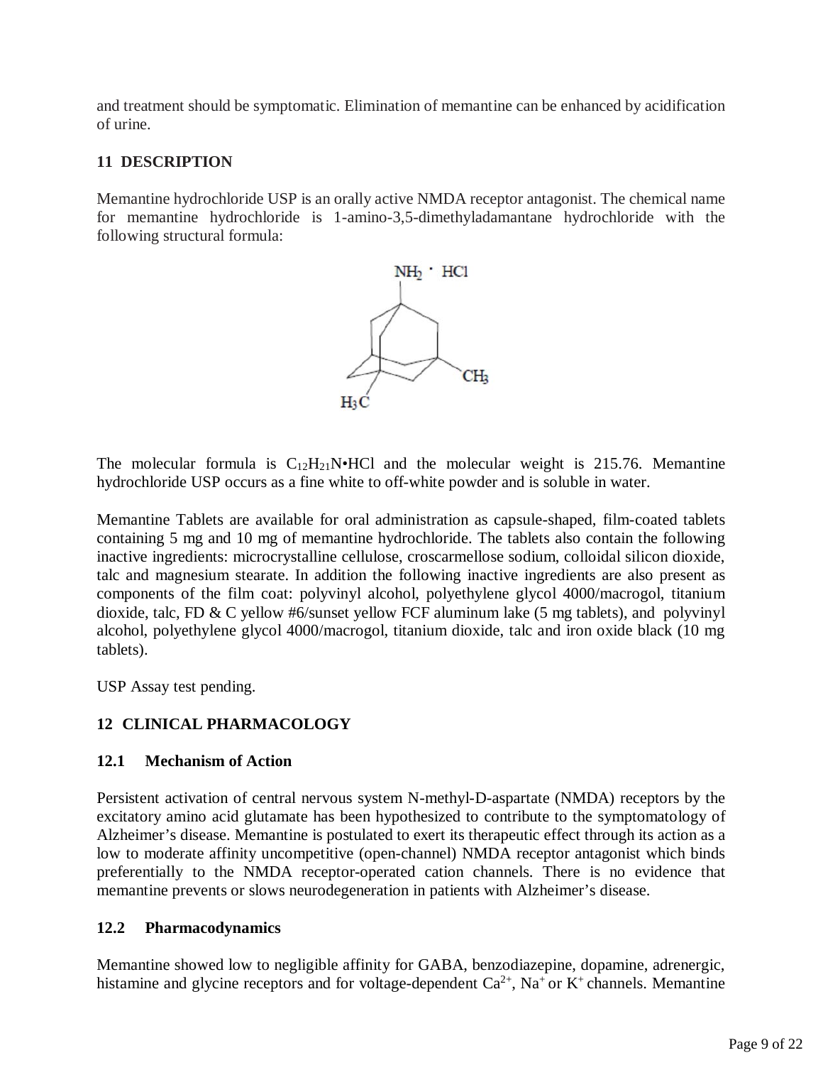and treatment should be symptomatic. Elimination of memantine can be enhanced by acidification of urine.

## 11 DESCRIPTION

Memantine hydrochloride USP is an orally active NMDA receptor antagonist. The chemical name for memantine hydrochloride is 1-amino-3,5-dimethyladamantane hydrochloride with the following structural formula:

The molecular formula is $C_{12}H_{21}N$•HCl and the molecular weight is 215.76. Memantine hydrochloride USP occurs as a fine white to off-white powder and is soluble in water.

Memantine Tablets are available for oral administration as capsule-shaped, film-coated tablets containing 5 mg and 10 mg of memantine hydrochloride. The tablets also contain the following inactive ingredients: microcrystalline cellulose, croscarmellose sodium, colloidal silicon dioxide, talc and magnesium stearate. In addition the following inactive ingredients are also present as components of the film coat: polyvinyl alcohol, polyethylene glycol 4000/macrogol, titanium dioxide, talc, FD & C yellow #6/sunset yellow FCF aluminum lake (5 mg tablets), and polyvinyl alcohol, polyethylene glycol 4000/macrogol, titanium dioxide, talc and iron oxide black (10 mg tablets).

USP Assay test pending.

## 12 CLINICAL PHARMACOLOGY

### 12.1 Mechanism of Action

Persistent activation of central nervous system N-methyl-D-aspartate (NMDA) receptors by the excitatory amino acid glutamate has been hypothesized to contribute to the symptomatology of Alzheimer's disease. Memantine is postulated to exert its therapeutic effect through its action as a low to moderate affinity uncompetitive (open-channel) NMDA receptor antagonist which binds preferentially to the NMDA receptor-operated cation channels. There is no evidence that memantine prevents or slows neurodegeneration in patients with Alzheimer's disease.

### 12.2 Pharmacodynamics

Memantine showed low to negligible affinity for GABA, benzodiazepine, dopamine, adrenergic, histamine and glycine receptors and for voltage-dependent $Ca^{2+}$, $Na^{+}$ or $K^{+}$ channels. Memantine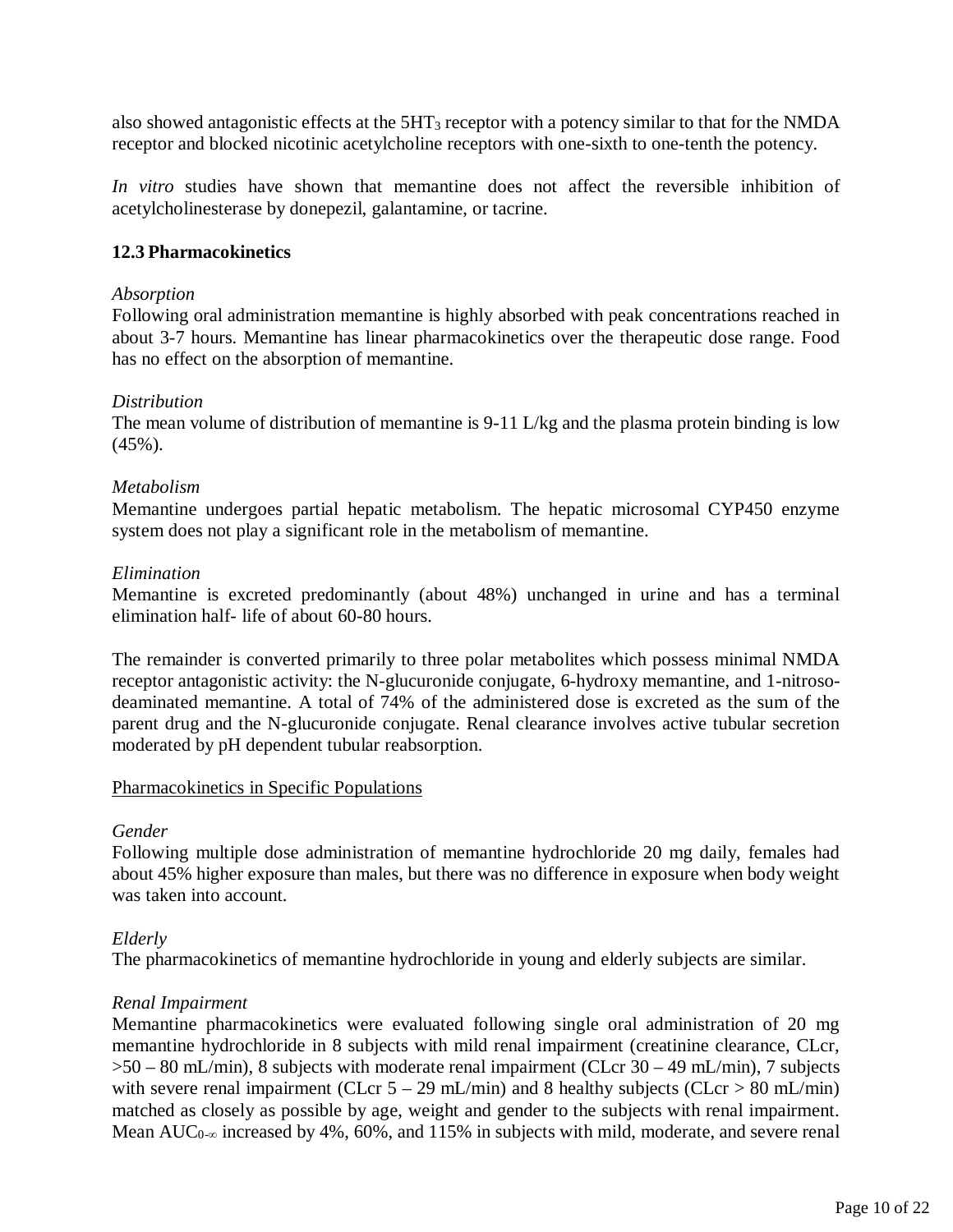also showed antagonistic effects at the $5HT_3$ receptor with a potency similar to that for the NMDA receptor and blocked nicotinic acetylcholine receptors with one-sixth to one-tenth the potency.

*In vitro* studies have shown that memantine does not affect the reversible inhibition of acetylcholinesterase by donepezil, galantamine, or tacrine.

### 12.3 Pharmacokinetics

*Absorption*
Following oral administration memantine is highly absorbed with peak concentrations reached in about 3-7 hours. Memantine has linear pharmacokinetics over the therapeutic dose range. Food has no effect on the absorption of memantine.

*Distribution*
The mean volume of distribution of memantine is 9-11 L/kg and the plasma protein binding is low (45%).

*Metabolism*
Memantine undergoes partial hepatic metabolism. The hepatic microsomal CYP450 enzyme system does not play a significant role in the metabolism of memantine.

*Elimination*
Memantine is excreted predominantly (about 48%) unchanged in urine and has a terminal elimination half- life of about 60-80 hours.

The remainder is converted primarily to three polar metabolites which possess minimal NMDA receptor antagonistic activity: the N-glucuronide conjugate, 6-hydroxy memantine, and 1-nitroso-deaminated memantine. A total of 74% of the administered dose is excreted as the sum of the parent drug and the N-glucuronide conjugate. Renal clearance involves active tubular secretion moderated by pH dependent tubular reabsorption.

<u>Pharmacokinetics in Specific Populations</u>

*Gender*
Following multiple dose administration of memantine hydrochloride 20 mg daily, females had about 45% higher exposure than males, but there was no difference in exposure when body weight was taken into account.

*Elderly*
The pharmacokinetics of memantine hydrochloride in young and elderly subjects are similar.

*Renal Impairment*
Memantine pharmacokinetics were evaluated following single oral administration of 20 mg memantine hydrochloride in 8 subjects with mild renal impairment (creatinine clearance, CLcr, >50 – 80 mL/min), 8 subjects with moderate renal impairment (CLcr 30 – 49 mL/min), 7 subjects with severe renal impairment (CLcr 5 – 29 mL/min) and 8 healthy subjects (CLcr > 80 mL/min) matched as closely as possible by age, weight and gender to the subjects with renal impairment. Mean $AUC_{0-\infty}$ increased by 4%, 60%, and 115% in subjects with mild, moderate, and severe renal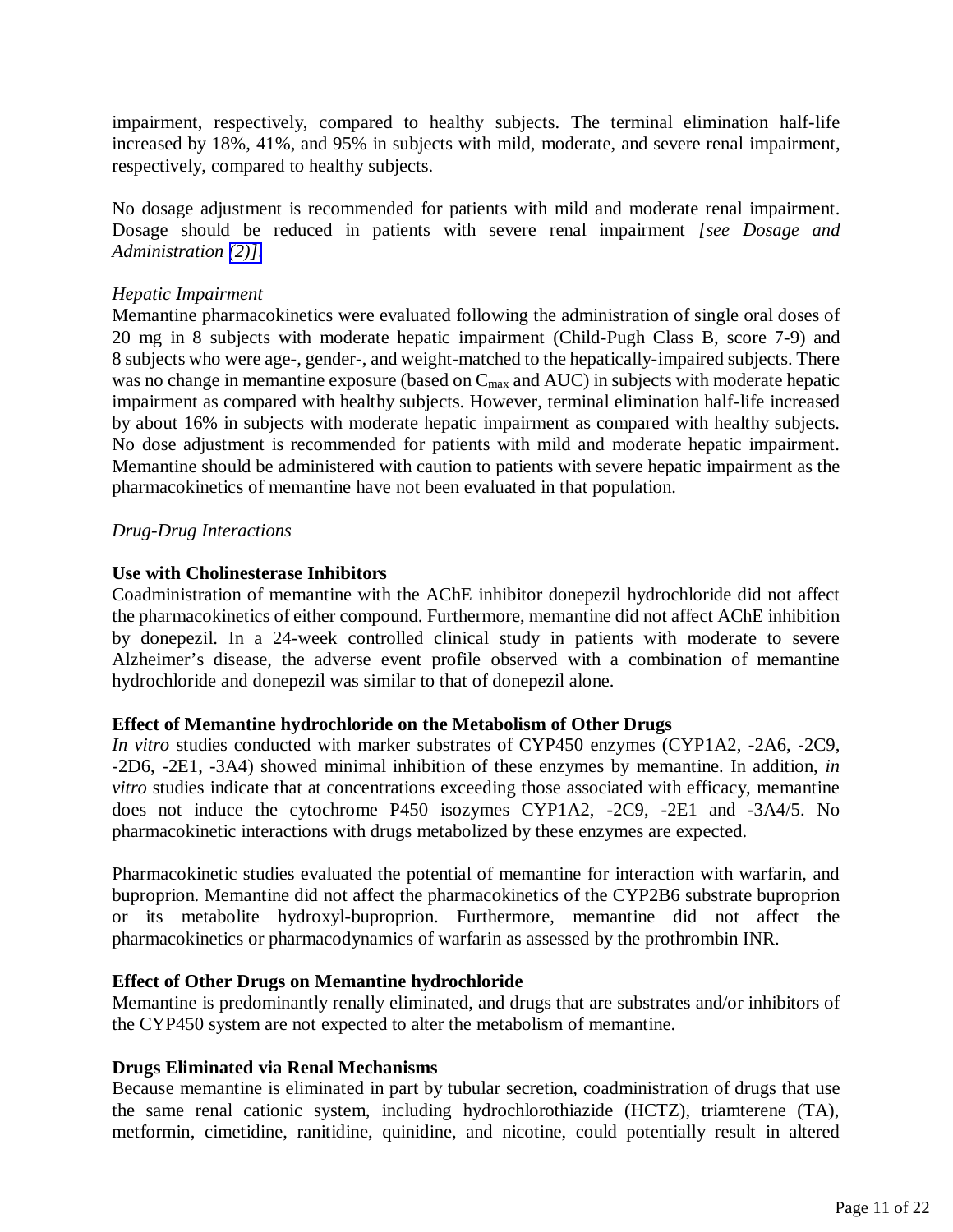impairment, respectively, compared to healthy subjects. The terminal elimination half-life increased by 18%, 41%, and 95% in subjects with mild, moderate, and severe renal impairment, respectively, compared to healthy subjects.

No dosage adjustment is recommended for patients with mild and moderate renal impairment. Dosage should be reduced in patients with severe renal impairment *[see Dosage and Administration (2)]*.

*Hepatic Impairment*

Memantine pharmacokinetics were evaluated following the administration of single oral doses of 20 mg in 8 subjects with moderate hepatic impairment (Child-Pugh Class B, score 7-9) and 8 subjects who were age-, gender-, and weight-matched to the hepatically-impaired subjects. There was no change in memantine exposure (based on $C_{max}$ and AUC) in subjects with moderate hepatic impairment as compared with healthy subjects. However, terminal elimination half-life increased by about 16% in subjects with moderate hepatic impairment as compared with healthy subjects. No dose adjustment is recommended for patients with mild and moderate hepatic impairment. Memantine should be administered with caution to patients with severe hepatic impairment as the pharmacokinetics of memantine have not been evaluated in that population.

*Drug-Drug Interactions*

**Use with Cholinesterase Inhibitors**

Coadministration of memantine with the AChE inhibitor donepezil hydrochloride did not affect the pharmacokinetics of either compound. Furthermore, memantine did not affect AChE inhibition by donepezil. In a 24-week controlled clinical study in patients with moderate to severe Alzheimer's disease, the adverse event profile observed with a combination of memantine hydrochloride and donepezil was similar to that of donepezil alone.

**Effect of Memantine hydrochloride on the Metabolism of Other Drugs**

*In vitro* studies conducted with marker substrates of CYP450 enzymes (CYP1A2, -2A6, -2C9, -2D6, -2E1, -3A4) showed minimal inhibition of these enzymes by memantine. In addition, *in vitro* studies indicate that at concentrations exceeding those associated with efficacy, memantine does not induce the cytochrome P450 isozymes CYP1A2, -2C9, -2E1 and -3A4/5. No pharmacokinetic interactions with drugs metabolized by these enzymes are expected.

Pharmacokinetic studies evaluated the potential of memantine for interaction with warfarin, and buproprion. Memantine did not affect the pharmacokinetics of the CYP2B6 substrate buproprion or its metabolite hydroxyl-buproprion. Furthermore, memantine did not affect the pharmacokinetics or pharmacodynamics of warfarin as assessed by the prothrombin INR.

**Effect of Other Drugs on Memantine hydrochloride**

Memantine is predominantly renally eliminated, and drugs that are substrates and/or inhibitors of the CYP450 system are not expected to alter the metabolism of memantine.

**Drugs Eliminated via Renal Mechanisms**

Because memantine is eliminated in part by tubular secretion, coadministration of drugs that use the same renal cationic system, including hydrochlorothiazide (HCTZ), triamterene (TA), metformin, cimetidine, ranitidine, quinidine, and nicotine, could potentially result in altered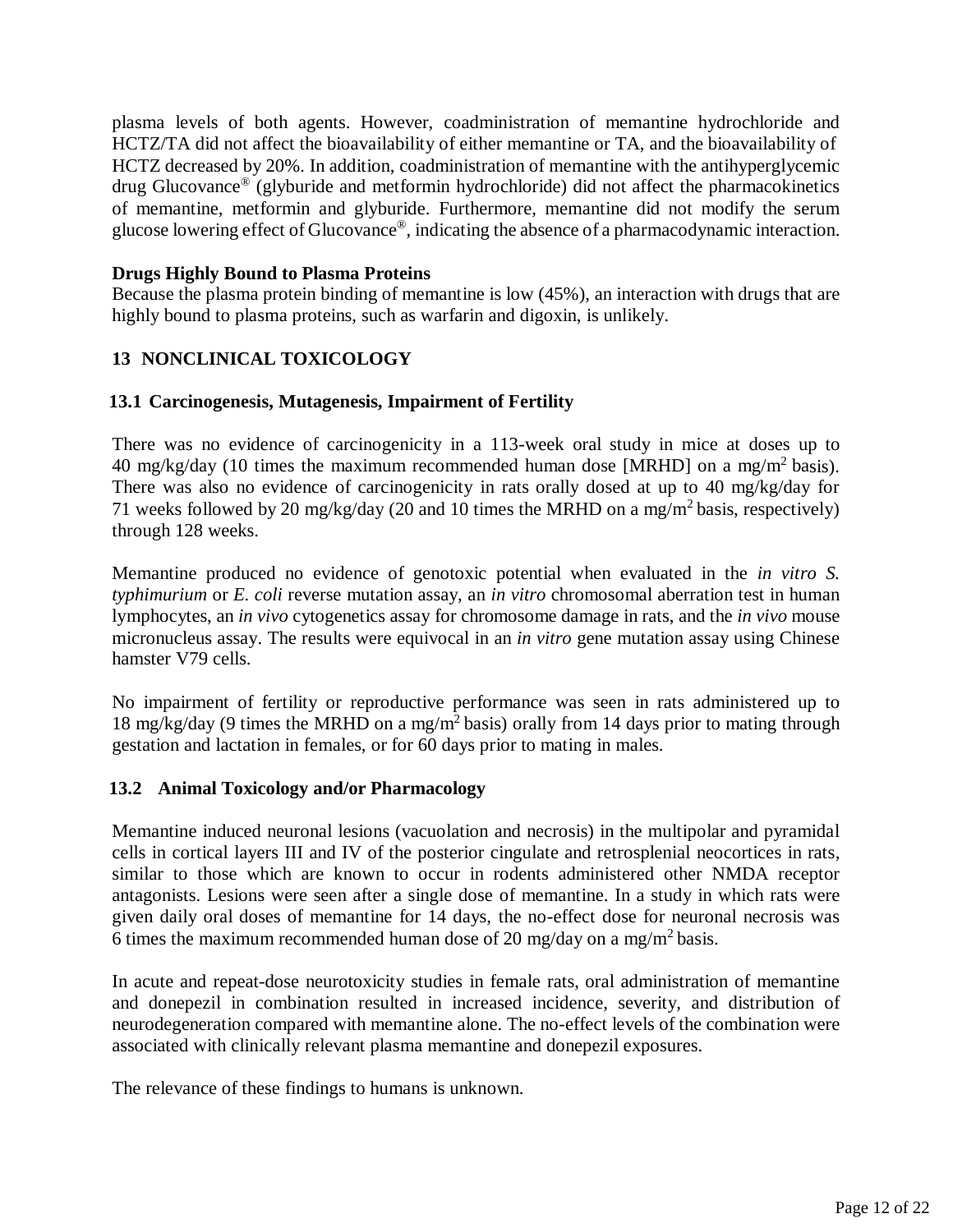plasma levels of both agents. However, coadministration of memantine hydrochloride and HCTZ/TA did not affect the bioavailability of either memantine or TA, and the bioavailability of HCTZ decreased by 20%. In addition, coadministration of memantine with the antihyperglycemic drug Glucovance® (glyburide and metformin hydrochloride) did not affect the pharmacokinetics of memantine, metformin and glyburide. Furthermore, memantine did not modify the serum glucose lowering effect of Glucovance®, indicating the absence of a pharmacodynamic interaction.

**Drugs Highly Bound to Plasma Proteins**

Because the plasma protein binding of memantine is low (45%), an interaction with drugs that are highly bound to plasma proteins, such as warfarin and digoxin, is unlikely.

## 13 NONCLINICAL TOXICOLOGY

### 13.1 Carcinogenesis, Mutagenesis, Impairment of Fertility

There was no evidence of carcinogenicity in a 113-week oral study in mice at doses up to 40 mg/kg/day (10 times the maximum recommended human dose [MRHD] on a mg/m$^2$ basis). There was also no evidence of carcinogenicity in rats orally dosed at up to 40 mg/kg/day for 71 weeks followed by 20 mg/kg/day (20 and 10 times the MRHD on a mg/m$^2$ basis, respectively) through 128 weeks.

Memantine produced no evidence of genotoxic potential when evaluated in the *in vitro S. typhimurium* or *E. coli* reverse mutation assay, an *in vitro* chromosomal aberration test in human lymphocytes, an *in vivo* cytogenetics assay for chromosome damage in rats, and the *in vivo* mouse micronucleus assay. The results were equivocal in an *in vitro* gene mutation assay using Chinese hamster V79 cells.

No impairment of fertility or reproductive performance was seen in rats administered up to 18 mg/kg/day (9 times the MRHD on a mg/m$^2$ basis) orally from 14 days prior to mating through gestation and lactation in females, or for 60 days prior to mating in males.

### 13.2 Animal Toxicology and/or Pharmacology

Memantine induced neuronal lesions (vacuolation and necrosis) in the multipolar and pyramidal cells in cortical layers III and IV of the posterior cingulate and retrosplenial neocortices in rats, similar to those which are known to occur in rodents administered other NMDA receptor antagonists. Lesions were seen after a single dose of memantine. In a study in which rats were given daily oral doses of memantine for 14 days, the no-effect dose for neuronal necrosis was 6 times the maximum recommended human dose of 20 mg/day on a mg/m$^2$ basis.

In acute and repeat-dose neurotoxicity studies in female rats, oral administration of memantine and donepezil in combination resulted in increased incidence, severity, and distribution of neurodegeneration compared with memantine alone. The no-effect levels of the combination were associated with clinically relevant plasma memantine and donepezil exposures.

The relevance of these findings to humans is unknown.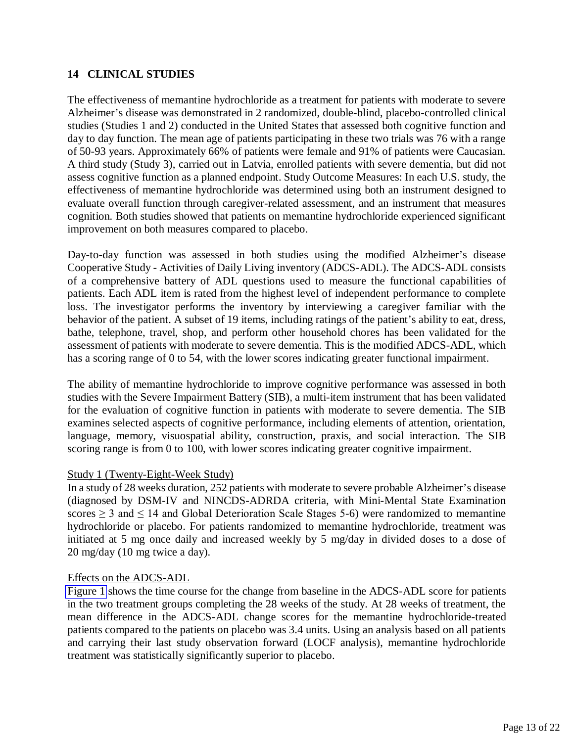## 14 CLINICAL STUDIES

The effectiveness of memantine hydrochloride as a treatment for patients with moderate to severe Alzheimer's disease was demonstrated in 2 randomized, double-blind, placebo-controlled clinical studies (Studies 1 and 2) conducted in the United States that assessed both cognitive function and day to day function. The mean age of patients participating in these two trials was 76 with a range of 50-93 years. Approximately 66% of patients were female and 91% of patients were Caucasian. A third study (Study 3), carried out in Latvia, enrolled patients with severe dementia, but did not assess cognitive function as a planned endpoint. Study Outcome Measures: In each U.S. study, the effectiveness of memantine hydrochloride was determined using both an instrument designed to evaluate overall function through caregiver-related assessment, and an instrument that measures cognition. Both studies showed that patients on memantine hydrochloride experienced significant improvement on both measures compared to placebo.

Day-to-day function was assessed in both studies using the modified Alzheimer's disease Cooperative Study - Activities of Daily Living inventory (ADCS-ADL). The ADCS-ADL consists of a comprehensive battery of ADL questions used to measure the functional capabilities of patients. Each ADL item is rated from the highest level of independent performance to complete loss. The investigator performs the inventory by interviewing a caregiver familiar with the behavior of the patient. A subset of 19 items, including ratings of the patient's ability to eat, dress, bathe, telephone, travel, shop, and perform other household chores has been validated for the assessment of patients with moderate to severe dementia. This is the modified ADCS-ADL, which has a scoring range of 0 to 54, with the lower scores indicating greater functional impairment.

The ability of memantine hydrochloride to improve cognitive performance was assessed in both studies with the Severe Impairment Battery (SIB), a multi-item instrument that has been validated for the evaluation of cognitive function in patients with moderate to severe dementia. The SIB examines selected aspects of cognitive performance, including elements of attention, orientation, language, memory, visuospatial ability, construction, praxis, and social interaction. The SIB scoring range is from 0 to 100, with lower scores indicating greater cognitive impairment.

Study 1 (Twenty-Eight-Week Study)

In a study of 28 weeks duration, 252 patients with moderate to severe probable Alzheimer's disease (diagnosed by DSM-IV and NINCDS-ADRDA criteria, with Mini-Mental State Examination scores $\geq 3$ and $\leq 14$ and Global Deterioration Scale Stages 5-6) were randomized to memantine hydrochloride or placebo. For patients randomized to memantine hydrochloride, treatment was initiated at 5 mg once daily and increased weekly by 5 mg/day in divided doses to a dose of 20 mg/day (10 mg twice a day).

Effects on the ADCS-ADL

Figure 1 shows the time course for the change from baseline in the ADCS-ADL score for patients in the two treatment groups completing the 28 weeks of the study. At 28 weeks of treatment, the mean difference in the ADCS-ADL change scores for the memantine hydrochloride-treated patients compared to the patients on placebo was 3.4 units. Using an analysis based on all patients and carrying their last study observation forward (LOCF analysis), memantine hydrochloride treatment was statistically significantly superior to placebo.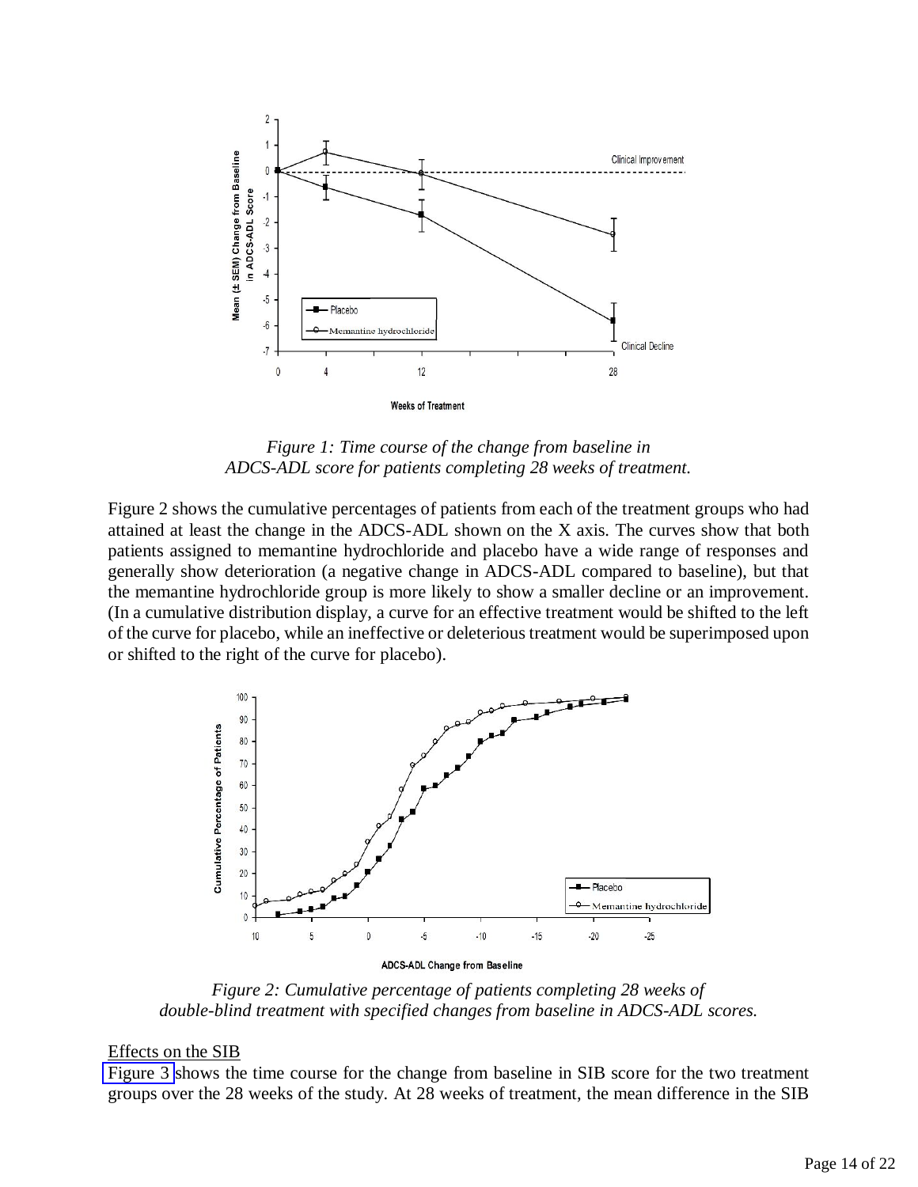*Figure 1: Time course of the change from baseline in ADCS-ADL score for patients completing 28 weeks of treatment.*

Figure 2 shows the cumulative percentages of patients from each of the treatment groups who had attained at least the change in the ADCS-ADL shown on the X axis. The curves show that both patients assigned to memantine hydrochloride and placebo have a wide range of responses and generally show deterioration (a negative change in ADCS-ADL compared to baseline), but that the memantine hydrochloride group is more likely to show a smaller decline or an improvement. (In a cumulative distribution display, a curve for an effective treatment would be shifted to the left of the curve for placebo, while an ineffective or deleterious treatment would be superimposed upon or shifted to the right of the curve for placebo).

*Figure 2: Cumulative percentage of patients completing 28 weeks of double-blind treatment with specified changes from baseline in ADCS-ADL scores.*

Effects on the SIB

Figure 3 shows the time course for the change from baseline in SIB score for the two treatment groups over the 28 weeks of the study. At 28 weeks of treatment, the mean difference in the SIB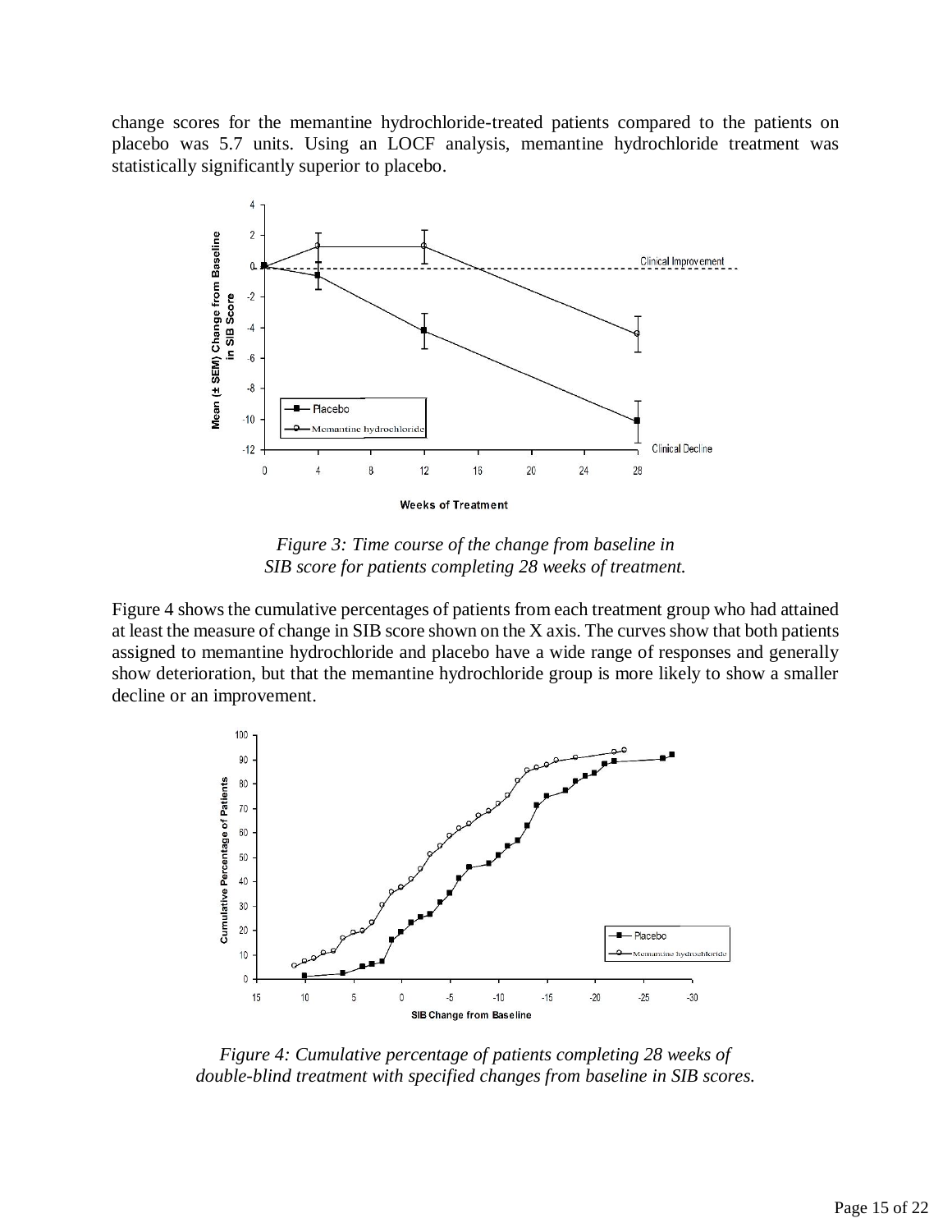change scores for the memantine hydrochloride-treated patients compared to the patients on placebo was 5.7 units. Using an LOCF analysis, memantine hydrochloride treatment was statistically significantly superior to placebo.

*Figure 3: Time course of the change from baseline in SIB score for patients completing 28 weeks of treatment.*

Figure 4 shows the cumulative percentages of patients from each treatment group who had attained at least the measure of change in SIB score shown on the X axis. The curves show that both patients assigned to memantine hydrochloride and placebo have a wide range of responses and generally show deterioration, but that the memantine hydrochloride group is more likely to show a smaller decline or an improvement.

*Figure 4: Cumulative percentage of patients completing 28 weeks of double-blind treatment with specified changes from baseline in SIB scores.*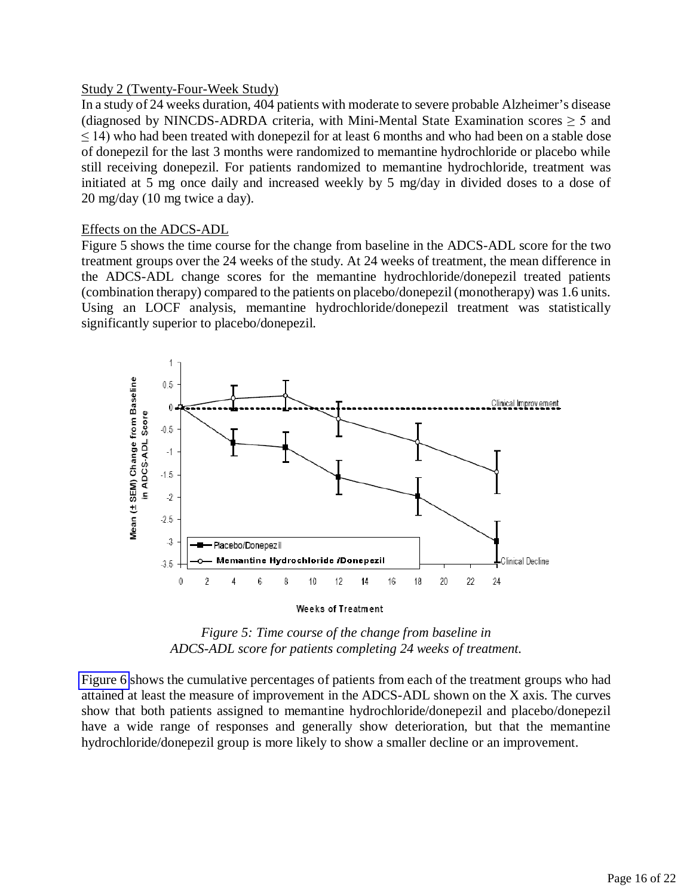Study 2 (Twenty-Four-Week Study)

In a study of 24 weeks duration, 404 patients with moderate to severe probable Alzheimer's disease (diagnosed by NINCDS-ADRDA criteria, with Mini-Mental State Examination scores ≥ 5 and ≤ 14) who had been treated with donepezil for at least 6 months and who had been on a stable dose of donepezil for the last 3 months were randomized to memantine hydrochloride or placebo while still receiving donepezil. For patients randomized to memantine hydrochloride, treatment was initiated at 5 mg once daily and increased weekly by 5 mg/day in divided doses to a dose of 20 mg/day (10 mg twice a day).

Effects on the ADCS-ADL

Figure 5 shows the time course for the change from baseline in the ADCS-ADL score for the two treatment groups over the 24 weeks of the study. At 24 weeks of treatment, the mean difference in the ADCS-ADL change scores for the memantine hydrochloride/donepezil treated patients (combination therapy) compared to the patients on placebo/donepezil (monotherapy) was 1.6 units. Using an LOCF analysis, memantine hydrochloride/donepezil treatment was statistically significantly superior to placebo/donepezil.

*Figure 5: Time course of the change from baseline in ADCS-ADL score for patients completing 24 weeks of treatment.*

Figure 6 shows the cumulative percentages of patients from each of the treatment groups who had attained at least the measure of improvement in the ADCS-ADL shown on the X axis. The curves show that both patients assigned to memantine hydrochloride/donepezil and placebo/donepezil have a wide range of responses and generally show deterioration, but that the memantine hydrochloride/donepezil group is more likely to show a smaller decline or an improvement.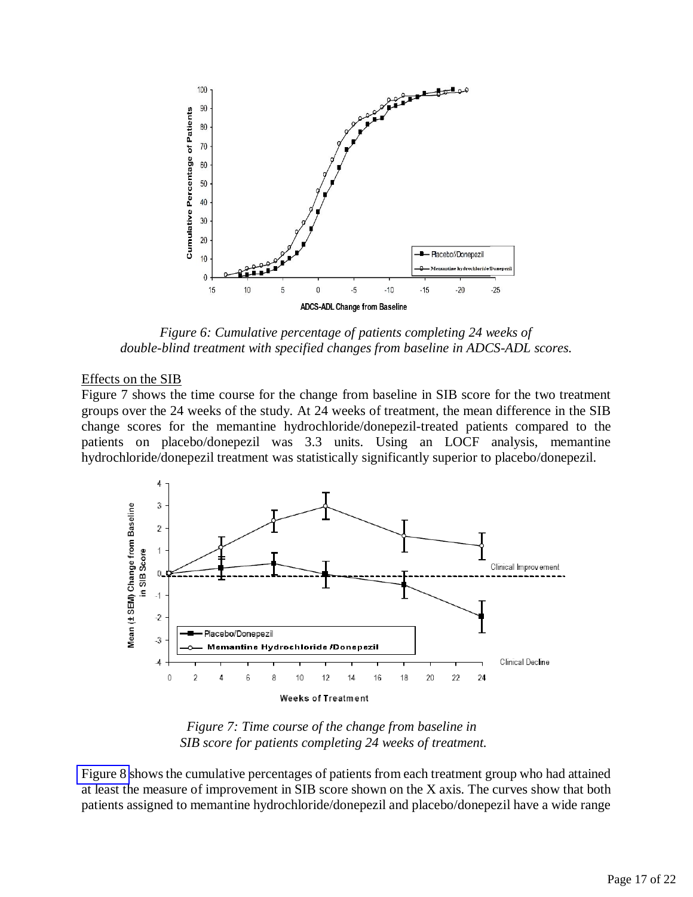*Figure 6: Cumulative percentage of patients completing 24 weeks of double-blind treatment with specified changes from baseline in ADCS-ADL scores.*

Effects on the SIB

Figure 7 shows the time course for the change from baseline in SIB score for the two treatment groups over the 24 weeks of the study. At 24 weeks of treatment, the mean difference in the SIB change scores for the memantine hydrochloride/donepezil-treated patients compared to the patients on placebo/donepezil was 3.3 units. Using an LOCF analysis, memantine hydrochloride/donepezil treatment was statistically significantly superior to placebo/donepezil.

*Figure 7: Time course of the change from baseline in SIB score for patients completing 24 weeks of treatment.*

Figure 8 shows the cumulative percentages of patients from each treatment group who had attained at least the measure of improvement in SIB score shown on the X axis. The curves show that both patients assigned to memantine hydrochloride/donepezil and placebo/donepezil have a wide range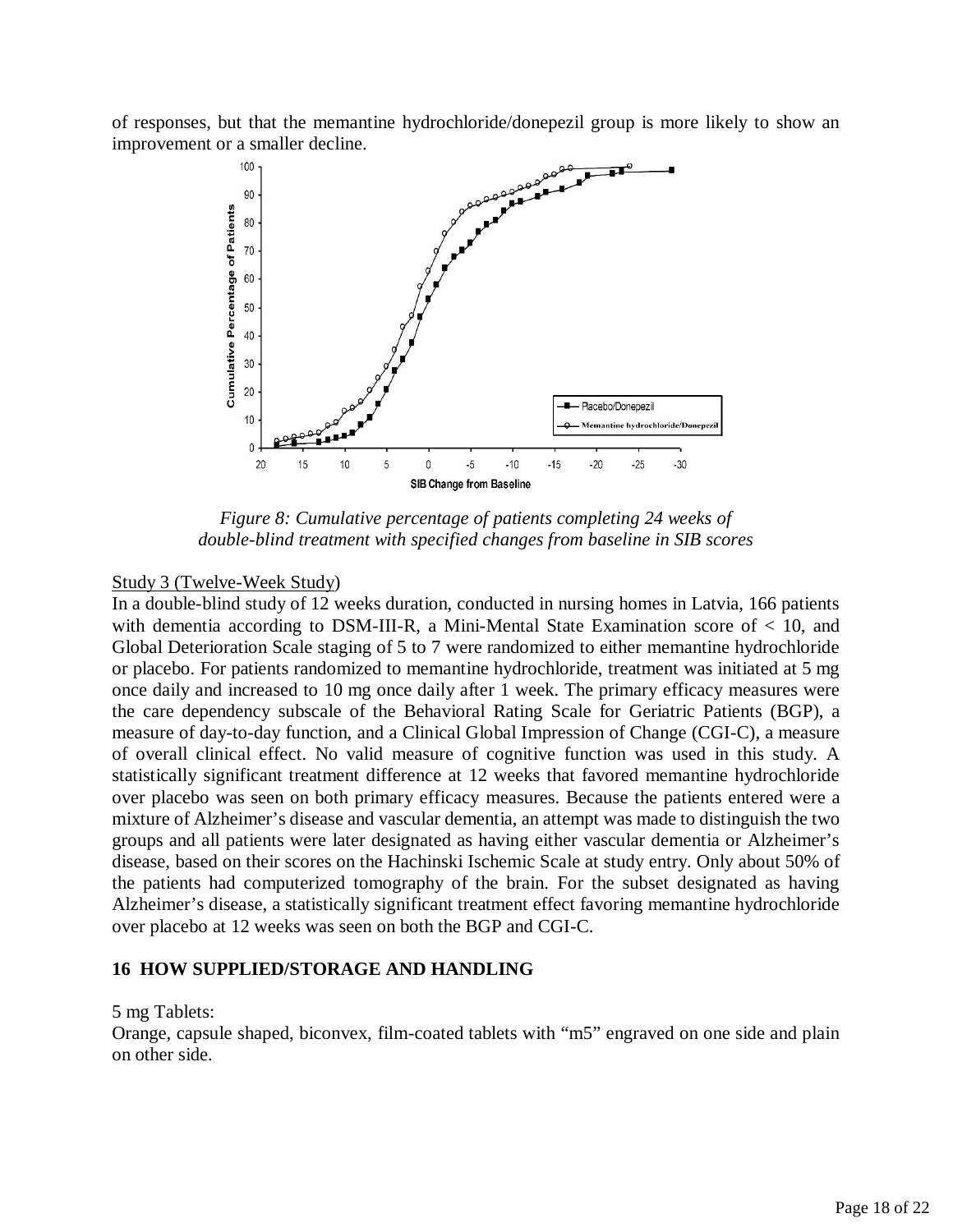of responses, but that the memantine hydrochloride/donepezil group is more likely to show an improvement or a smaller decline.

*Figure 8: Cumulative percentage of patients completing 24 weeks of double-blind treatment with specified changes from baseline in SIB scores*

Study 3 (Twelve-Week Study)

In a double-blind study of 12 weeks duration, conducted in nursing homes in Latvia, 166 patients with dementia according to DSM-III-R, a Mini-Mental State Examination score of < 10, and Global Deterioration Scale staging of 5 to 7 were randomized to either memantine hydrochloride or placebo. For patients randomized to memantine hydrochloride, treatment was initiated at 5 mg once daily and increased to 10 mg once daily after 1 week. The primary efficacy measures were the care dependency subscale of the Behavioral Rating Scale for Geriatric Patients (BGP), a measure of day-to-day function, and a Clinical Global Impression of Change (CGI-C), a measure of overall clinical effect. No valid measure of cognitive function was used in this study. A statistically significant treatment difference at 12 weeks that favored memantine hydrochloride over placebo was seen on both primary efficacy measures. Because the patients entered were a mixture of Alzheimer's disease and vascular dementia, an attempt was made to distinguish the two groups and all patients were later designated as having either vascular dementia or Alzheimer's disease, based on their scores on the Hachinski Ischemic Scale at study entry. Only about 50% of the patients had computerized tomography of the brain. For the subset designated as having Alzheimer's disease, a statistically significant treatment effect favoring memantine hydrochloride over placebo at 12 weeks was seen on both the BGP and CGI-C.

## 16 HOW SUPPLIED/STORAGE AND HANDLING

5 mg Tablets:

Orange, capsule shaped, biconvex, film-coated tablets with "m5" engraved on one side and plain on other side.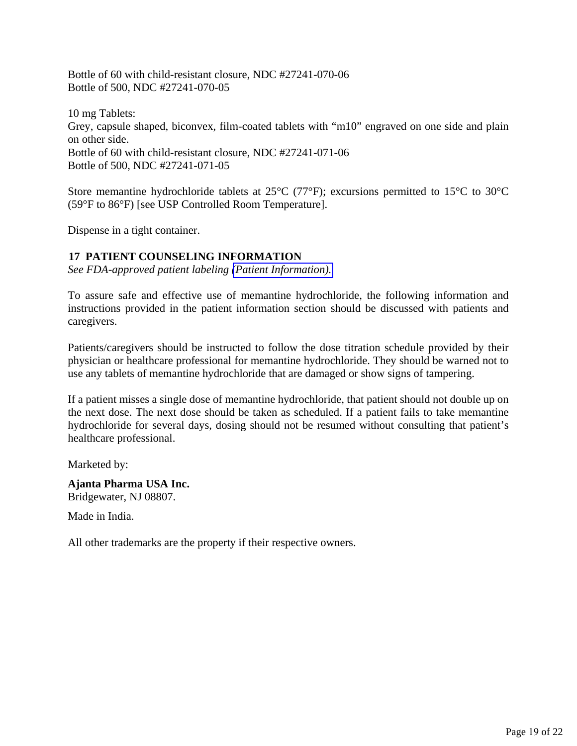Bottle of 60 with child-resistant closure, NDC #27241-070-06
Bottle of 500, NDC #27241-070-05

10 mg Tablets:
Grey, capsule shaped, biconvex, film-coated tablets with “m10” engraved on one side and plain on other side.
Bottle of 60 with child-resistant closure, NDC #27241-071-06
Bottle of 500, NDC #27241-071-05

Store memantine hydrochloride tablets at 25°C (77°F); excursions permitted to 15°C to 30°C (59°F to 86°F) [see USP Controlled Room Temperature].

Dispense in a tight container.

## 17 PATIENT COUNSELING INFORMATION

*See FDA-approved patient labeling (Patient Information).*

To assure safe and effective use of memantine hydrochloride, the following information and instructions provided in the patient information section should be discussed with patients and caregivers.

Patients/caregivers should be instructed to follow the dose titration schedule provided by their physician or healthcare professional for memantine hydrochloride. They should be warned not to use any tablets of memantine hydrochloride that are damaged or show signs of tampering.

If a patient misses a single dose of memantine hydrochloride, that patient should not double up on the next dose. The next dose should be taken as scheduled. If a patient fails to take memantine hydrochloride for several days, dosing should not be resumed without consulting that patient’s healthcare professional.

Marketed by:

**Ajanta Pharma USA Inc.**
Bridgewater, NJ 08807.

Made in India.

All other trademarks are the property if their respective owners.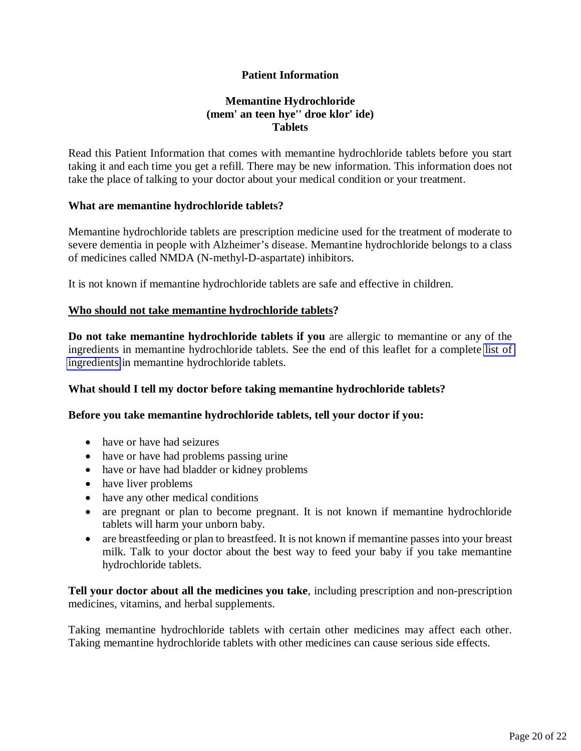# Patient Information

## Memantine Hydrochloride
## (mem' an teen hye'' droe klor' ide)
## Tablets

Read this Patient Information that comes with memantine hydrochloride tablets before you start taking it and each time you get a refill. There may be new information. This information does not take the place of talking to your doctor about your medical condition or your treatment.

**What are memantine hydrochloride tablets?**

Memantine hydrochloride tablets are prescription medicine used for the treatment of moderate to severe dementia in people with Alzheimer's disease. Memantine hydrochloride belongs to a class of medicines called NMDA (N-methyl-D-aspartate) inhibitors.

It is not known if memantine hydrochloride tablets are safe and effective in children.

**Who should not take memantine hydrochloride tablets?**

**Do not take memantine hydrochloride tablets if you** are allergic to memantine or any of the ingredients in memantine hydrochloride tablets. See the end of this leaflet for a complete list of ingredients in memantine hydrochloride tablets.

**What should I tell my doctor before taking memantine hydrochloride tablets?**

**Before you take memantine hydrochloride tablets, tell your doctor if you:**

- have or have had seizures
- have or have had problems passing urine
- have or have had bladder or kidney problems
- have liver problems
- have any other medical conditions
- are pregnant or plan to become pregnant. It is not known if memantine hydrochloride tablets will harm your unborn baby.
- are breastfeeding or plan to breastfeed. It is not known if memantine passes into your breast milk. Talk to your doctor about the best way to feed your baby if you take memantine hydrochloride tablets.

**Tell your doctor about all the medicines you take**, including prescription and non-prescription medicines, vitamins, and herbal supplements.

Taking memantine hydrochloride tablets with certain other medicines may affect each other. Taking memantine hydrochloride tablets with other medicines can cause serious side effects.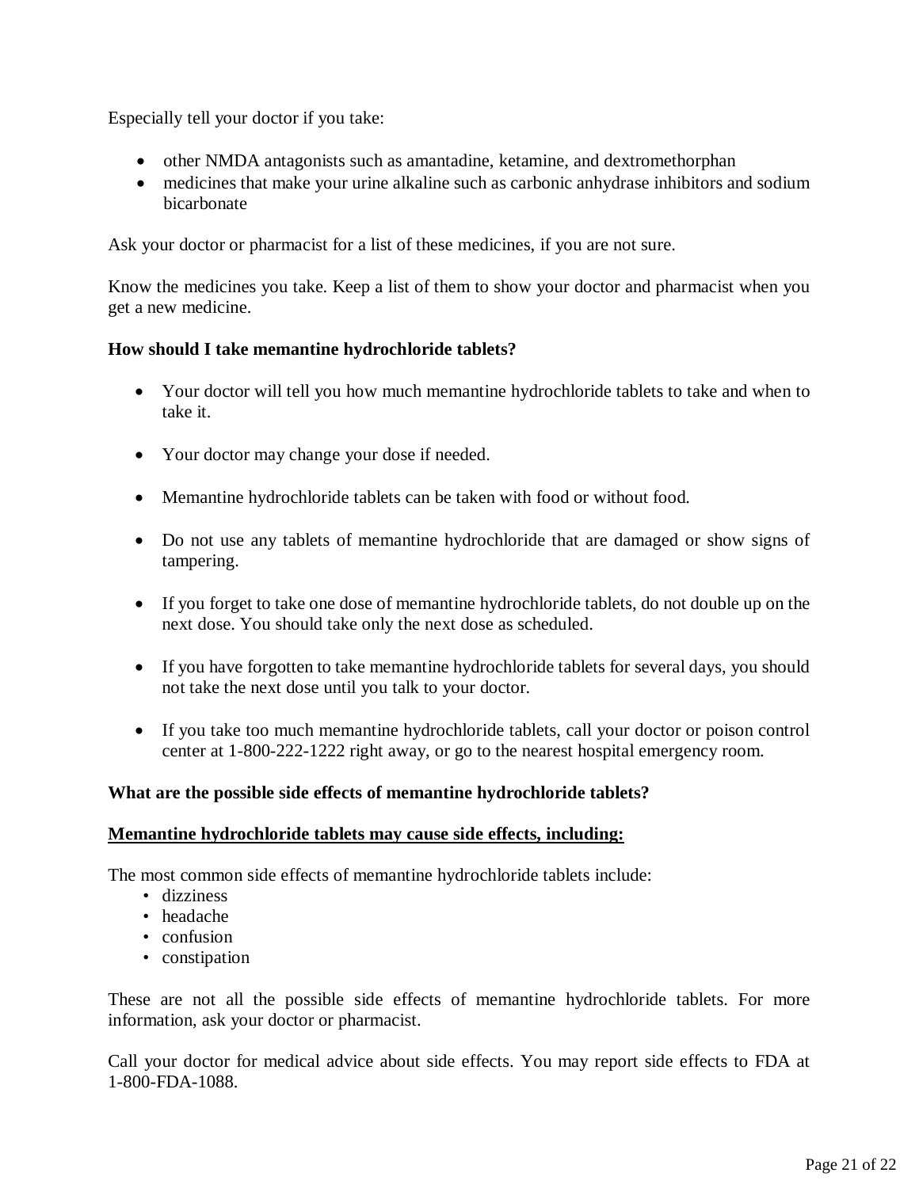Especially tell your doctor if you take:

- other NMDA antagonists such as amantadine, ketamine, and dextromethorphan
- medicines that make your urine alkaline such as carbonic anhydrase inhibitors and sodium bicarbonate

Ask your doctor or pharmacist for a list of these medicines, if you are not sure.

Know the medicines you take. Keep a list of them to show your doctor and pharmacist when you get a new medicine.

**How should I take memantine hydrochloride tablets?**

- Your doctor will tell you how much memantine hydrochloride tablets to take and when to take it.

- Your doctor may change your dose if needed.

- Memantine hydrochloride tablets can be taken with food or without food.

- Do not use any tablets of memantine hydrochloride that are damaged or show signs of tampering.

- If you forget to take one dose of memantine hydrochloride tablets, do not double up on the next dose. You should take only the next dose as scheduled.

- If you have forgotten to take memantine hydrochloride tablets for several days, you should not take the next dose until you talk to your doctor.

- If you take too much memantine hydrochloride tablets, call your doctor or poison control center at 1-800-222-1222 right away, or go to the nearest hospital emergency room.

**What are the possible side effects of memantine hydrochloride tablets?**

<u>**Memantine hydrochloride tablets may cause side effects, including:**</u>

The most common side effects of memantine hydrochloride tablets include:

- dizziness
- headache
- confusion
- constipation

These are not all the possible side effects of memantine hydrochloride tablets. For more information, ask your doctor or pharmacist.

Call your doctor for medical advice about side effects. You may report side effects to FDA at 1-800-FDA-1088.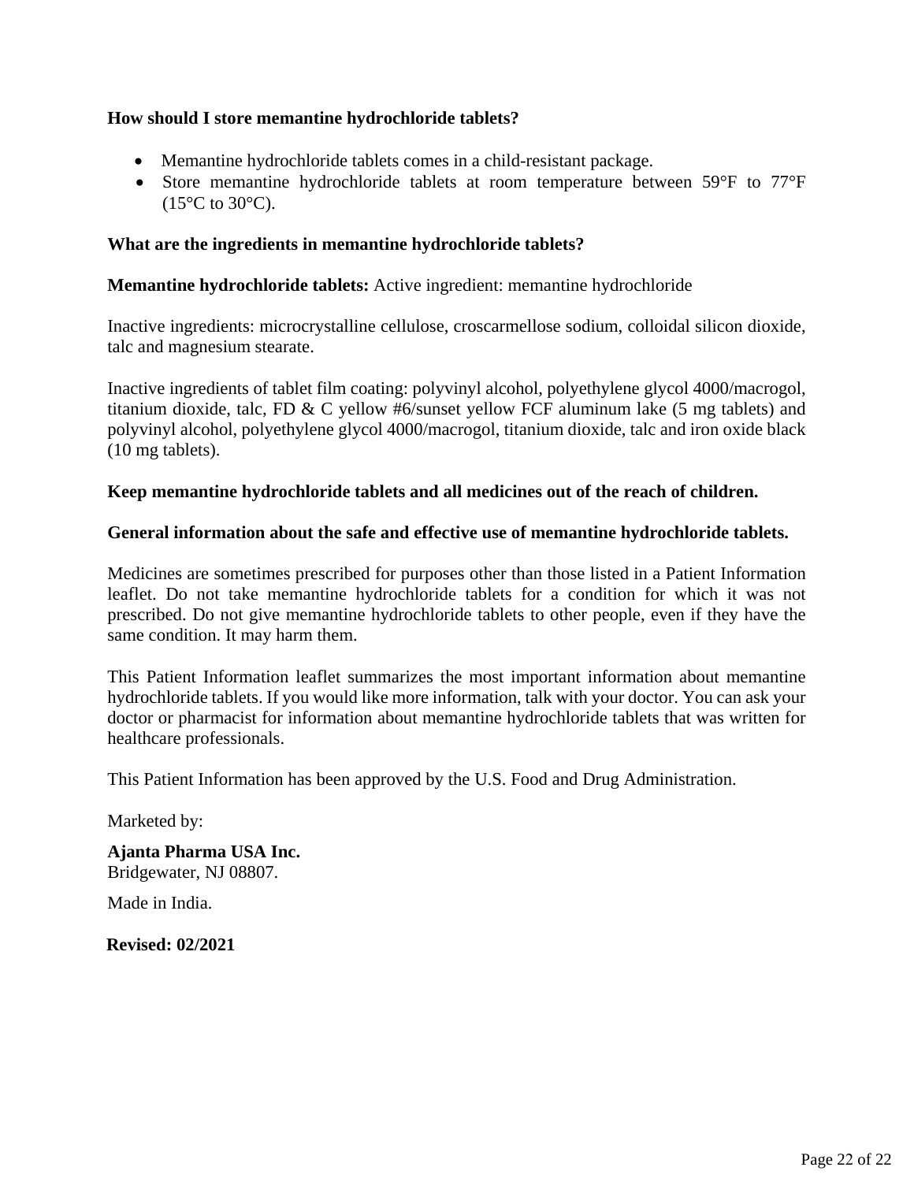**How should I store memantine hydrochloride tablets?**

- Memantine hydrochloride tablets comes in a child-resistant package.
- Store memantine hydrochloride tablets at room temperature between 59°F to 77°F (15°C to 30°C).

**What are the ingredients in memantine hydrochloride tablets?**

**Memantine hydrochloride tablets:** Active ingredient: memantine hydrochloride

Inactive ingredients: microcrystalline cellulose, croscarmellose sodium, colloidal silicon dioxide, talc and magnesium stearate.

Inactive ingredients of tablet film coating: polyvinyl alcohol, polyethylene glycol 4000/macrogol, titanium dioxide, talc, FD & C yellow #6/sunset yellow FCF aluminum lake (5 mg tablets) and polyvinyl alcohol, polyethylene glycol 4000/macrogol, titanium dioxide, talc and iron oxide black (10 mg tablets).

**Keep memantine hydrochloride tablets and all medicines out of the reach of children.**

**General information about the safe and effective use of memantine hydrochloride tablets.**

Medicines are sometimes prescribed for purposes other than those listed in a Patient Information leaflet. Do not take memantine hydrochloride tablets for a condition for which it was not prescribed. Do not give memantine hydrochloride tablets to other people, even if they have the same condition. It may harm them.

This Patient Information leaflet summarizes the most important information about memantine hydrochloride tablets. If you would like more information, talk with your doctor. You can ask your doctor or pharmacist for information about memantine hydrochloride tablets that was written for healthcare professionals.

This Patient Information has been approved by the U.S. Food and Drug Administration.

Marketed by:

**Ajanta Pharma USA Inc.**
Bridgewater, NJ 08807.

Made in India.

**Revised: 02/2021**